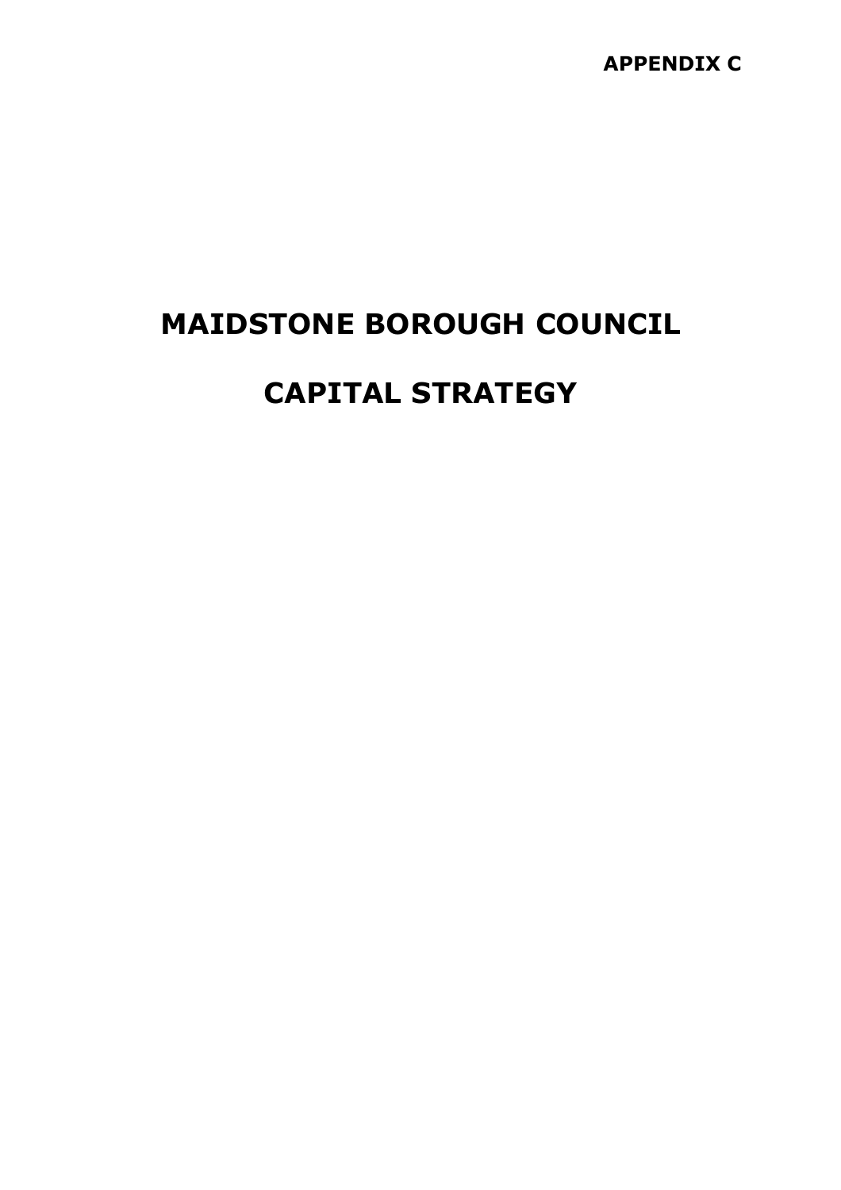**APPENDIX C**

# MAIDSTONE BOROUGH COUNCIL

# CAPITAL STRATEGY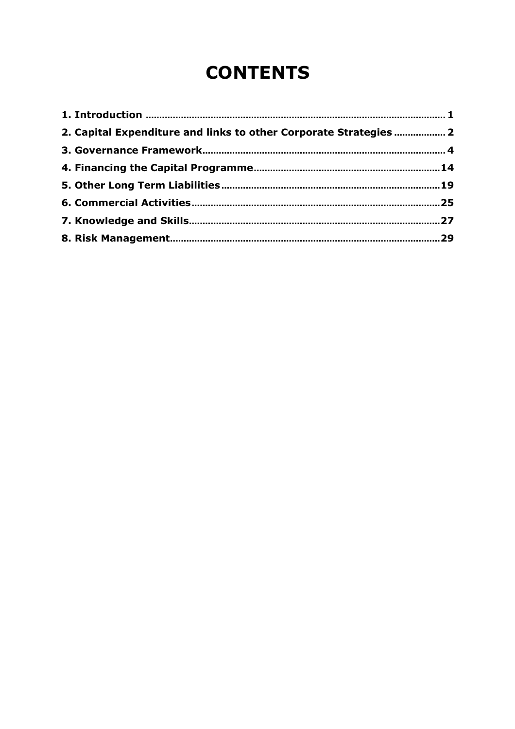# CONTENTS

**1. Introduction** ............................................................ **1**

**2. Capital Expenditure and links to other Corporate Strategies** .................. **2**

**3. Governance Framework**........................................................ **4**

**4. Financing the Capital Programme**............................................ **14**

**5. Other Long Term Liabilities**............................................... **19**

**6. Commercial Activities**...................................................... **25**

**7. Knowledge and Skills**....................................................... **27**

**8. Risk Management**............................................................ **29**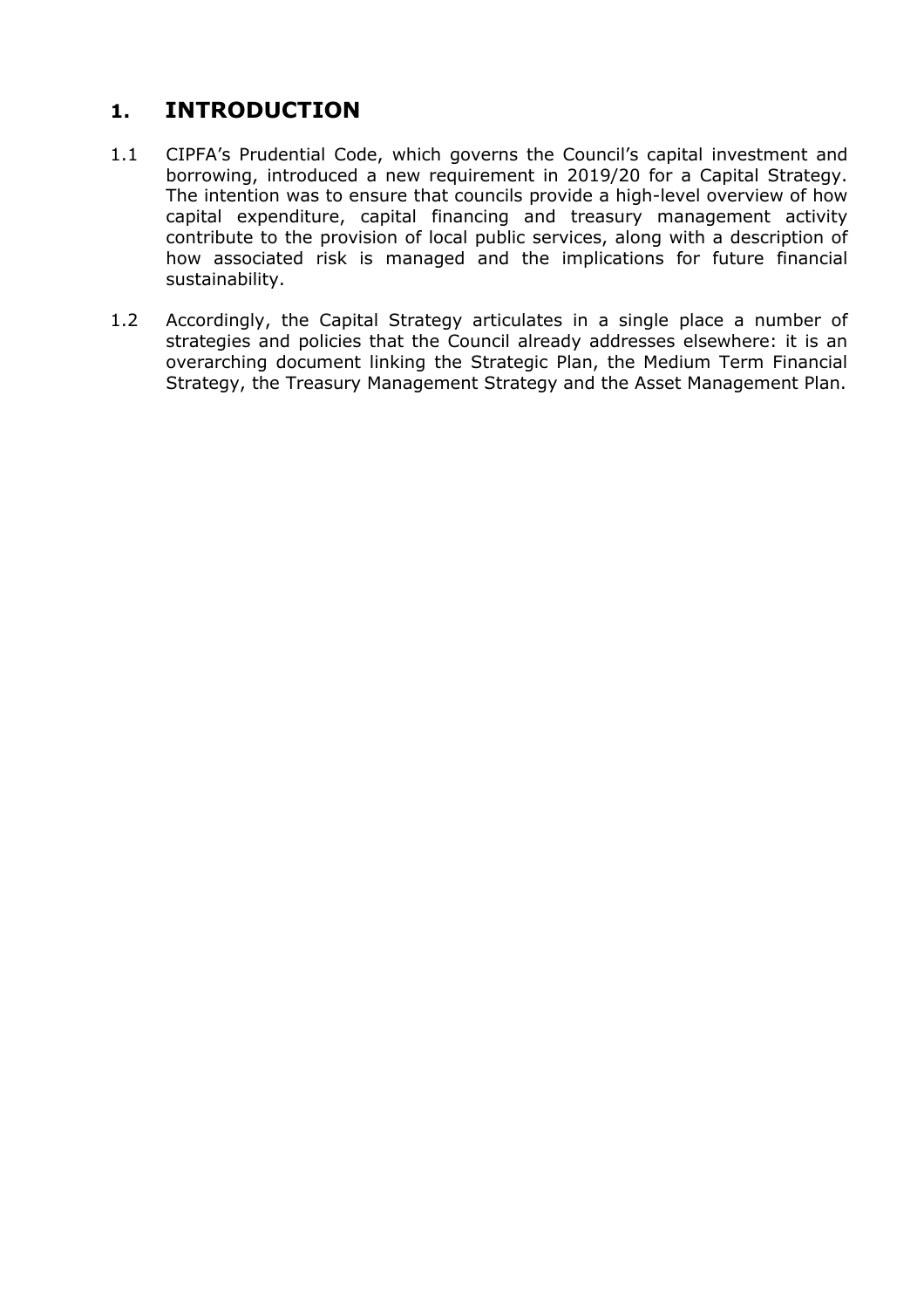# 1. INTRODUCTION

1.1 CIPFA's Prudential Code, which governs the Council's capital investment and borrowing, introduced a new requirement in 2019/20 for a Capital Strategy. The intention was to ensure that councils provide a high-level overview of how capital expenditure, capital financing and treasury management activity contribute to the provision of local public services, along with a description of how associated risk is managed and the implications for future financial sustainability.

1.2 Accordingly, the Capital Strategy articulates in a single place a number of strategies and policies that the Council already addresses elsewhere: it is an overarching document linking the Strategic Plan, the Medium Term Financial Strategy, the Treasury Management Strategy and the Asset Management Plan.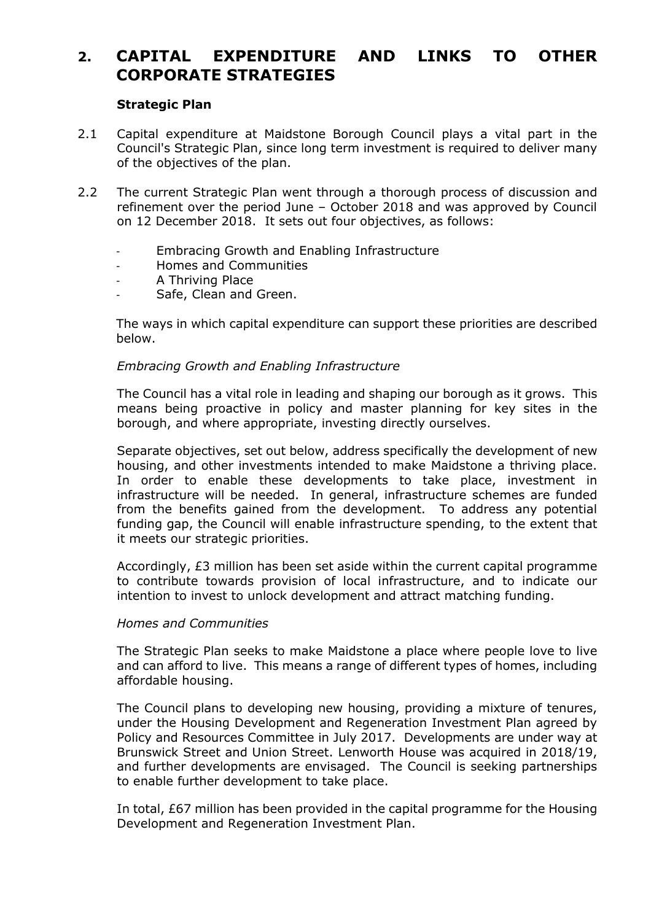## 2. CAPITAL EXPENDITURE AND LINKS TO OTHER CORPORATE STRATEGIES

### Strategic Plan

2.1 Capital expenditure at Maidstone Borough Council plays a vital part in the Council's Strategic Plan, since long term investment is required to deliver many of the objectives of the plan.

2.2 The current Strategic Plan went through a thorough process of discussion and refinement over the period June – October 2018 and was approved by Council on 12 December 2018. It sets out four objectives, as follows:

- Embracing Growth and Enabling Infrastructure
- Homes and Communities
- A Thriving Place
- Safe, Clean and Green.

The ways in which capital expenditure can support these priorities are described below.

*Embracing Growth and Enabling Infrastructure*

The Council has a vital role in leading and shaping our borough as it grows. This means being proactive in policy and master planning for key sites in the borough, and where appropriate, investing directly ourselves.

Separate objectives, set out below, address specifically the development of new housing, and other investments intended to make Maidstone a thriving place. In order to enable these developments to take place, investment in infrastructure will be needed. In general, infrastructure schemes are funded from the benefits gained from the development. To address any potential funding gap, the Council will enable infrastructure spending, to the extent that it meets our strategic priorities.

Accordingly, £3 million has been set aside within the current capital programme to contribute towards provision of local infrastructure, and to indicate our intention to invest to unlock development and attract matching funding.

*Homes and Communities*

The Strategic Plan seeks to make Maidstone a place where people love to live and can afford to live. This means a range of different types of homes, including affordable housing.

The Council plans to developing new housing, providing a mixture of tenures, under the Housing Development and Regeneration Investment Plan agreed by Policy and Resources Committee in July 2017. Developments are under way at Brunswick Street and Union Street. Lenworth House was acquired in 2018/19, and further developments are envisaged. The Council is seeking partnerships to enable further development to take place.

In total, £67 million has been provided in the capital programme for the Housing Development and Regeneration Investment Plan.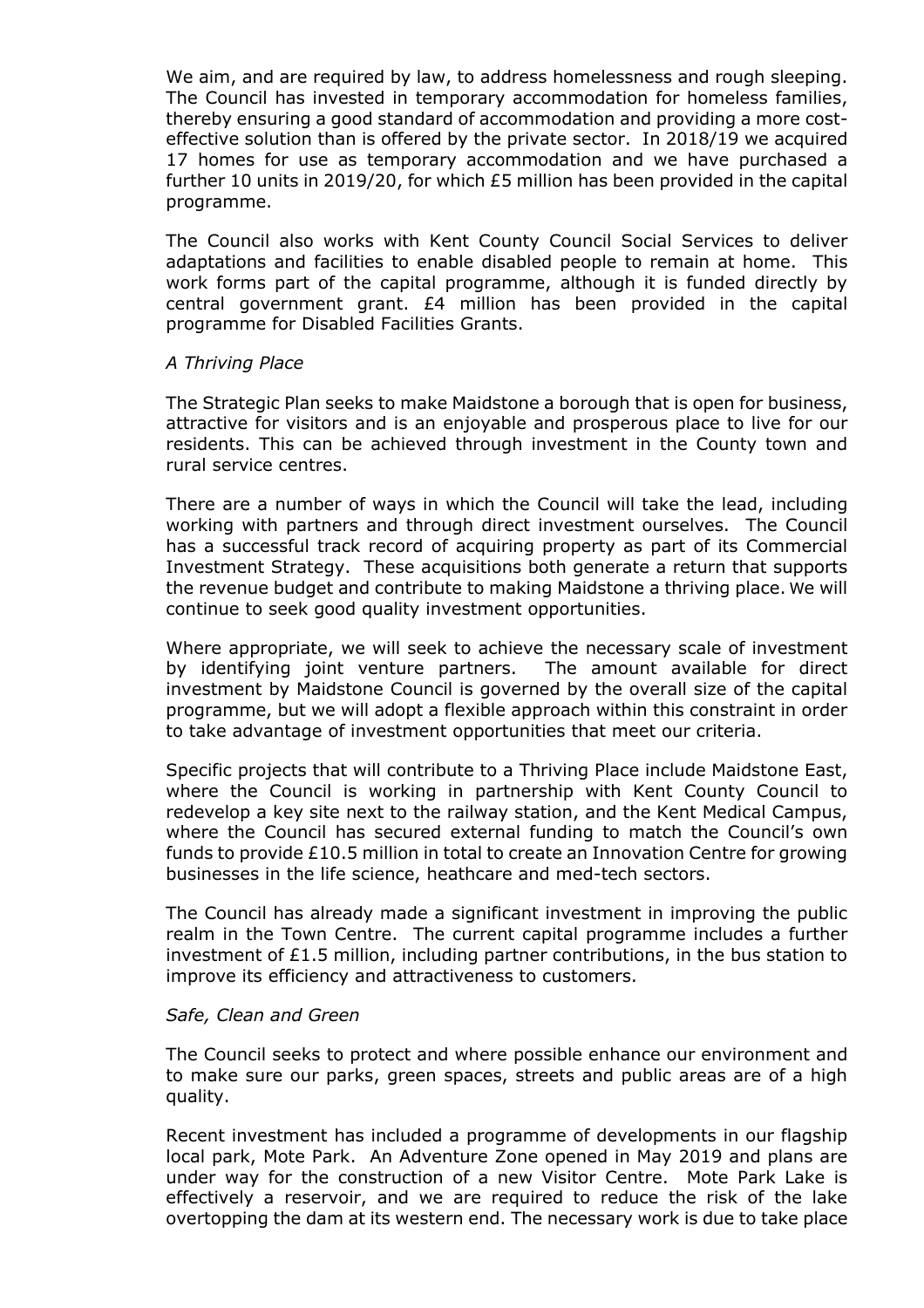We aim, and are required by law, to address homelessness and rough sleeping. The Council has invested in temporary accommodation for homeless families, thereby ensuring a good standard of accommodation and providing a more cost-effective solution than is offered by the private sector. In 2018/19 we acquired 17 homes for use as temporary accommodation and we have purchased a further 10 units in 2019/20, for which £5 million has been provided in the capital programme.

The Council also works with Kent County Council Social Services to deliver adaptations and facilities to enable disabled people to remain at home. This work forms part of the capital programme, although it is funded directly by central government grant. £4 million has been provided in the capital programme for Disabled Facilities Grants.

*A Thriving Place*

The Strategic Plan seeks to make Maidstone a borough that is open for business, attractive for visitors and is an enjoyable and prosperous place to live for our residents. This can be achieved through investment in the County town and rural service centres.

There are a number of ways in which the Council will take the lead, including working with partners and through direct investment ourselves. The Council has a successful track record of acquiring property as part of its Commercial Investment Strategy. These acquisitions both generate a return that supports the revenue budget and contribute to making Maidstone a thriving place. We will continue to seek good quality investment opportunities.

Where appropriate, we will seek to achieve the necessary scale of investment by identifying joint venture partners. The amount available for direct investment by Maidstone Council is governed by the overall size of the capital programme, but we will adopt a flexible approach within this constraint in order to take advantage of investment opportunities that meet our criteria.

Specific projects that will contribute to a Thriving Place include Maidstone East, where the Council is working in partnership with Kent County Council to redevelop a key site next to the railway station, and the Kent Medical Campus, where the Council has secured external funding to match the Council's own funds to provide £10.5 million in total to create an Innovation Centre for growing businesses in the life science, heathcare and med-tech sectors.

The Council has already made a significant investment in improving the public realm in the Town Centre. The current capital programme includes a further investment of £1.5 million, including partner contributions, in the bus station to improve its efficiency and attractiveness to customers.

*Safe, Clean and Green*

The Council seeks to protect and where possible enhance our environment and to make sure our parks, green spaces, streets and public areas are of a high quality.

Recent investment has included a programme of developments in our flagship local park, Mote Park. An Adventure Zone opened in May 2019 and plans are under way for the construction of a new Visitor Centre. Mote Park Lake is effectively a reservoir, and we are required to reduce the risk of the lake overtopping the dam at its western end. The necessary work is due to take place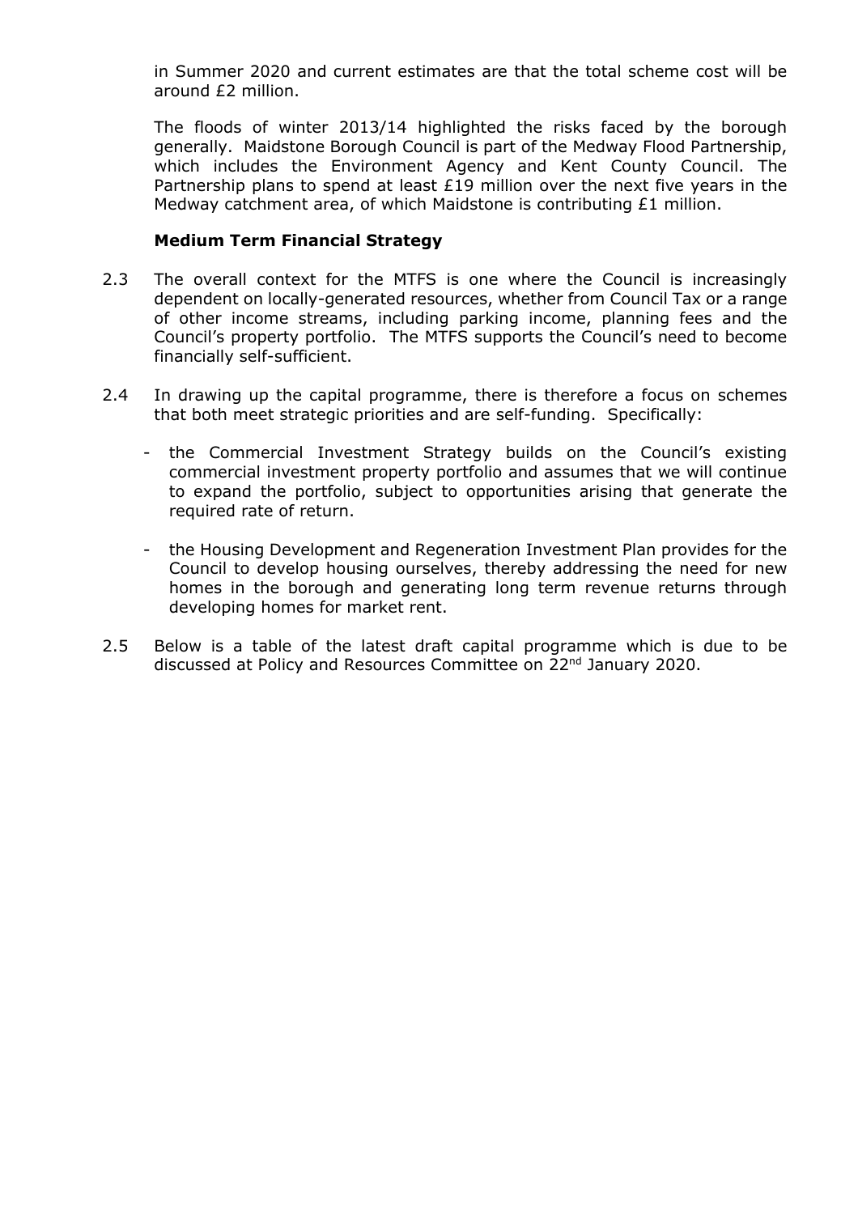in Summer 2020 and current estimates are that the total scheme cost will be around £2 million.

The floods of winter 2013/14 highlighted the risks faced by the borough generally. Maidstone Borough Council is part of the Medway Flood Partnership, which includes the Environment Agency and Kent County Council. The Partnership plans to spend at least £19 million over the next five years in the Medway catchment area, of which Maidstone is contributing £1 million.

**Medium Term Financial Strategy**

2.3 The overall context for the MTFS is one where the Council is increasingly dependent on locally-generated resources, whether from Council Tax or a range of other income streams, including parking income, planning fees and the Council's property portfolio. The MTFS supports the Council's need to become financially self-sufficient.

2.4 In drawing up the capital programme, there is therefore a focus on schemes that both meet strategic priorities and are self-funding. Specifically:

- the Commercial Investment Strategy builds on the Council's existing commercial investment property portfolio and assumes that we will continue to expand the portfolio, subject to opportunities arising that generate the required rate of return.

- the Housing Development and Regeneration Investment Plan provides for the Council to develop housing ourselves, thereby addressing the need for new homes in the borough and generating long term revenue returns through developing homes for market rent.

2.5 Below is a table of the latest draft capital programme which is due to be discussed at Policy and Resources Committee on 22nd January 2020.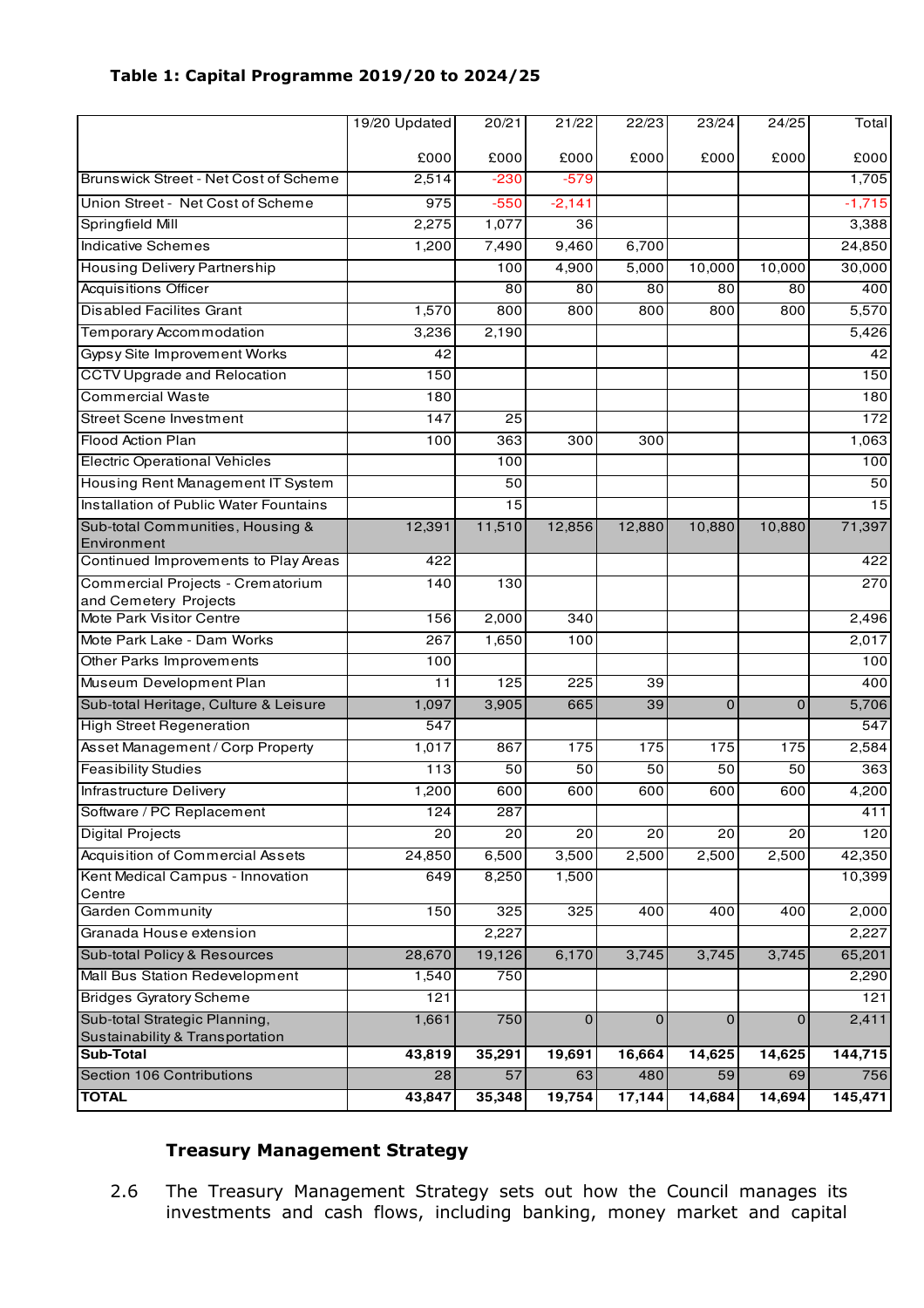**Table 1: Capital Programme 2019/20 to 2024/25**

| | 19/20 Updated | 20/21 | 21/22 | 22/23 | 23/24 | 24/25 | Total |
|---|---|---|---|---|---|---|---|
| | £000 | £000 | £000 | £000 | £000 | £000 | £000 |
| Brunswick Street - Net Cost of Scheme | 2,514 | -230 | -579 | | | | 1,705 |
| Union Street - Net Cost of Scheme | 975 | -550 | -2,141 | | | | -1,715 |
| Springfield Mill | 2,275 | 1,077 | 36 | | | | 3,388 |
| Indicative Schemes | 1,200 | 7,490 | 9,460 | 6,700 | | | 24,850 |
| Housing Delivery Partnership | | 100 | 4,900 | 5,000 | 10,000 | 10,000 | 30,000 |
| Acquisitions Officer | | 80 | 80 | 80 | 80 | 80 | 400 |
| Disabled Facilites Grant | 1,570 | 800 | 800 | 800 | 800 | 800 | 5,570 |
| Temporary Accommodation | 3,236 | 2,190 | | | | | 5,426 |
| Gypsy Site Improvement Works | 42 | | | | | | 42 |
| CCTV Upgrade and Relocation | 150 | | | | | | 150 |
| Commercial Waste | 180 | | | | | | 180 |
| Street Scene Investment | 147 | 25 | | | | | 172 |
| Flood Action Plan | 100 | 363 | 300 | 300 | | | 1,063 |
| Electric Operational Vehicles | | 100 | | | | | 100 |
| Housing Rent Management IT System | | 50 | | | | | 50 |
| Installation of Public Water Fountains | | 15 | | | | | 15 |
| Sub-total Communities, Housing & Environment | 12,391 | 11,510 | 12,856 | 12,880 | 10,880 | 10,880 | 71,397 |
| Continued Improvements to Play Areas | 422 | | | | | | 422 |
| Commercial Projects - Crematorium and Cemetery Projects | 140 | 130 | | | | | 270 |
| Mote Park Visitor Centre | 156 | 2,000 | 340 | | | | 2,496 |
| Mote Park Lake - Dam Works | 267 | 1,650 | 100 | | | | 2,017 |
| Other Parks Improvements | 100 | | | | | | 100 |
| Museum Development Plan | 11 | 125 | 225 | 39 | | | 400 |
| Sub-total Heritage, Culture & Leisure | 1,097 | 3,905 | 665 | 39 | 0 | 0 | 5,706 |
| High Street Regeneration | 547 | | | | | | 547 |
| Asset Management / Corp Property | 1,017 | 867 | 175 | 175 | 175 | 175 | 2,584 |
| Feasibility Studies | 113 | 50 | 50 | 50 | 50 | 50 | 363 |
| Infrastructure Delivery | 1,200 | 600 | 600 | 600 | 600 | 600 | 4,200 |
| Software / PC Replacement | 124 | 287 | | | | | 411 |
| Digital Projects | 20 | 20 | 20 | 20 | 20 | 20 | 120 |
| Acquisition of Commercial Assets | 24,850 | 6,500 | 3,500 | 2,500 | 2,500 | 2,500 | 42,350 |
| Kent Medical Campus - Innovation Centre | 649 | 8,250 | 1,500 | | | | 10,399 |
| Garden Community | 150 | 325 | 325 | 400 | 400 | 400 | 2,000 |
| Granada House extension | | 2,227 | | | | | 2,227 |
| Sub-total Policy & Resources | 28,670 | 19,126 | 6,170 | 3,745 | 3,745 | 3,745 | 65,201 |
| Mall Bus Station Redevelopment | 1,540 | 750 | | | | | 2,290 |
| Bridges Gyratory Scheme | 121 | | | | | | 121 |
| Sub-total Strategic Planning, Sustainability & Transportation | 1,661 | 750 | 0 | 0 | 0 | 0 | 2,411 |
| **Sub-Total** | **43,819** | **35,291** | **19,691** | **16,664** | **14,625** | **14,625** | **144,715** |
| Section 106 Contributions | 28 | 57 | 63 | 480 | 59 | 69 | 756 |
| **TOTAL** | **43,847** | **35,348** | **19,754** | **17,144** | **14,684** | **14,694** | **145,471** |

**Treasury Management Strategy**

2.6 The Treasury Management Strategy sets out how the Council manages its investments and cash flows, including banking, money market and capital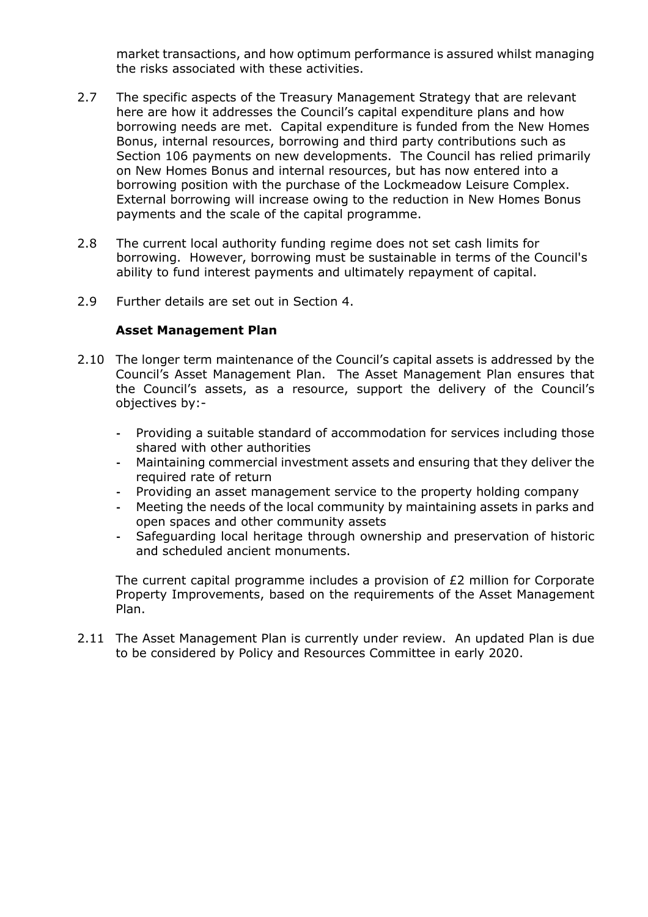market transactions, and how optimum performance is assured whilst managing the risks associated with these activities.

2.7 The specific aspects of the Treasury Management Strategy that are relevant here are how it addresses the Council's capital expenditure plans and how borrowing needs are met. Capital expenditure is funded from the New Homes Bonus, internal resources, borrowing and third party contributions such as Section 106 payments on new developments. The Council has relied primarily on New Homes Bonus and internal resources, but has now entered into a borrowing position with the purchase of the Lockmeadow Leisure Complex. External borrowing will increase owing to the reduction in New Homes Bonus payments and the scale of the capital programme.

2.8 The current local authority funding regime does not set cash limits for borrowing. However, borrowing must be sustainable in terms of the Council's ability to fund interest payments and ultimately repayment of capital.

2.9 Further details are set out in Section 4.

**Asset Management Plan**

2.10 The longer term maintenance of the Council's capital assets is addressed by the Council's Asset Management Plan. The Asset Management Plan ensures that the Council's assets, as a resource, support the delivery of the Council's objectives by:-

- Providing a suitable standard of accommodation for services including those shared with other authorities
- Maintaining commercial investment assets and ensuring that they deliver the required rate of return
- Providing an asset management service to the property holding company
- Meeting the needs of the local community by maintaining assets in parks and open spaces and other community assets
- Safeguarding local heritage through ownership and preservation of historic and scheduled ancient monuments.

The current capital programme includes a provision of £2 million for Corporate Property Improvements, based on the requirements of the Asset Management Plan.

2.11 The Asset Management Plan is currently under review. An updated Plan is due to be considered by Policy and Resources Committee in early 2020.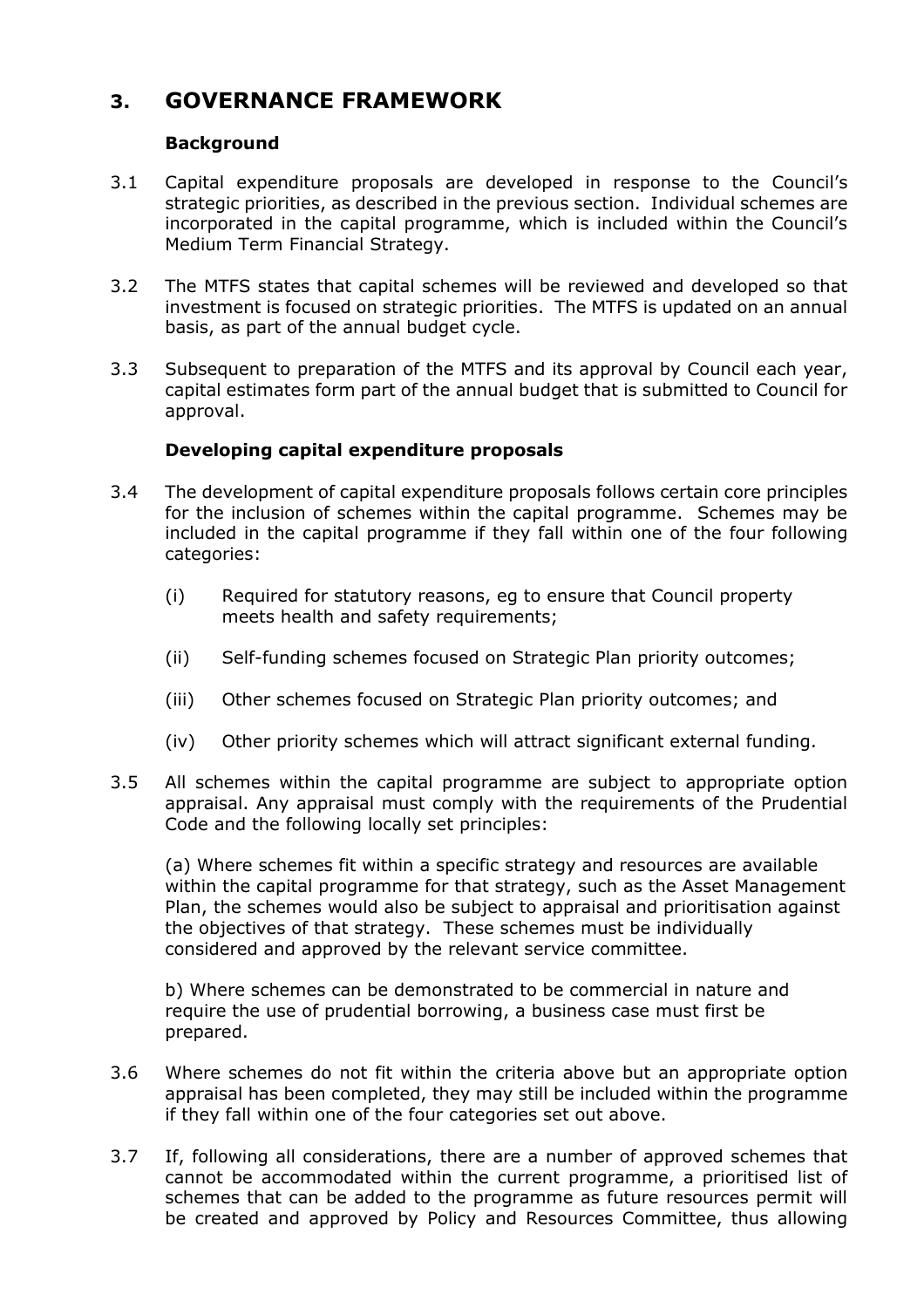# 3. GOVERNANCE FRAMEWORK

### Background

3.1 Capital expenditure proposals are developed in response to the Council's strategic priorities, as described in the previous section. Individual schemes are incorporated in the capital programme, which is included within the Council's Medium Term Financial Strategy.

3.2 The MTFS states that capital schemes will be reviewed and developed so that investment is focused on strategic priorities. The MTFS is updated on an annual basis, as part of the annual budget cycle.

3.3 Subsequent to preparation of the MTFS and its approval by Council each year, capital estimates form part of the annual budget that is submitted to Council for approval.

### Developing capital expenditure proposals

3.4 The development of capital expenditure proposals follows certain core principles for the inclusion of schemes within the capital programme. Schemes may be included in the capital programme if they fall within one of the four following categories:

(i) Required for statutory reasons, eg to ensure that Council property meets health and safety requirements;

(ii) Self-funding schemes focused on Strategic Plan priority outcomes;

(iii) Other schemes focused on Strategic Plan priority outcomes; and

(iv) Other priority schemes which will attract significant external funding.

3.5 All schemes within the capital programme are subject to appropriate option appraisal. Any appraisal must comply with the requirements of the Prudential Code and the following locally set principles:

(a) Where schemes fit within a specific strategy and resources are available within the capital programme for that strategy, such as the Asset Management Plan, the schemes would also be subject to appraisal and prioritisation against the objectives of that strategy. These schemes must be individually considered and approved by the relevant service committee.

b) Where schemes can be demonstrated to be commercial in nature and require the use of prudential borrowing, a business case must first be prepared.

3.6 Where schemes do not fit within the criteria above but an appropriate option appraisal has been completed, they may still be included within the programme if they fall within one of the four categories set out above.

3.7 If, following all considerations, there are a number of approved schemes that cannot be accommodated within the current programme, a prioritised list of schemes that can be added to the programme as future resources permit will be created and approved by Policy and Resources Committee, thus allowing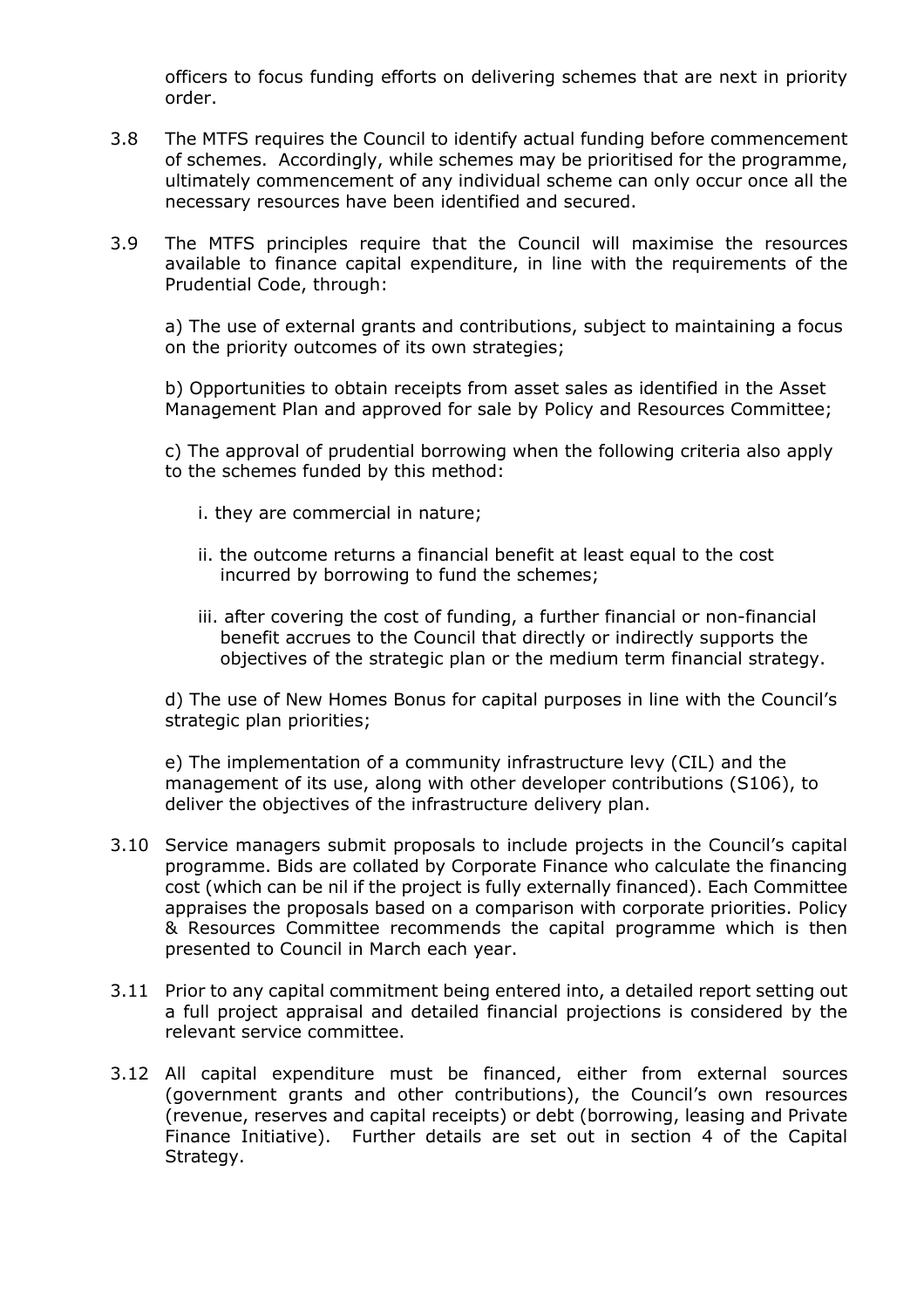officers to focus funding efforts on delivering schemes that are next in priority order.

3.8 The MTFS requires the Council to identify actual funding before commencement of schemes. Accordingly, while schemes may be prioritised for the programme, ultimately commencement of any individual scheme can only occur once all the necessary resources have been identified and secured.

3.9 The MTFS principles require that the Council will maximise the resources available to finance capital expenditure, in line with the requirements of the Prudential Code, through:

a) The use of external grants and contributions, subject to maintaining a focus on the priority outcomes of its own strategies;

b) Opportunities to obtain receipts from asset sales as identified in the Asset Management Plan and approved for sale by Policy and Resources Committee;

c) The approval of prudential borrowing when the following criteria also apply to the schemes funded by this method:

i. they are commercial in nature;

ii. the outcome returns a financial benefit at least equal to the cost incurred by borrowing to fund the schemes;

iii. after covering the cost of funding, a further financial or non-financial benefit accrues to the Council that directly or indirectly supports the objectives of the strategic plan or the medium term financial strategy.

d) The use of New Homes Bonus for capital purposes in line with the Council's strategic plan priorities;

e) The implementation of a community infrastructure levy (CIL) and the management of its use, along with other developer contributions (S106), to deliver the objectives of the infrastructure delivery plan.

3.10 Service managers submit proposals to include projects in the Council's capital programme. Bids are collated by Corporate Finance who calculate the financing cost (which can be nil if the project is fully externally financed). Each Committee appraises the proposals based on a comparison with corporate priorities. Policy & Resources Committee recommends the capital programme which is then presented to Council in March each year.

3.11 Prior to any capital commitment being entered into, a detailed report setting out a full project appraisal and detailed financial projections is considered by the relevant service committee.

3.12 All capital expenditure must be financed, either from external sources (government grants and other contributions), the Council's own resources (revenue, reserves and capital receipts) or debt (borrowing, leasing and Private Finance Initiative). Further details are set out in section 4 of the Capital Strategy.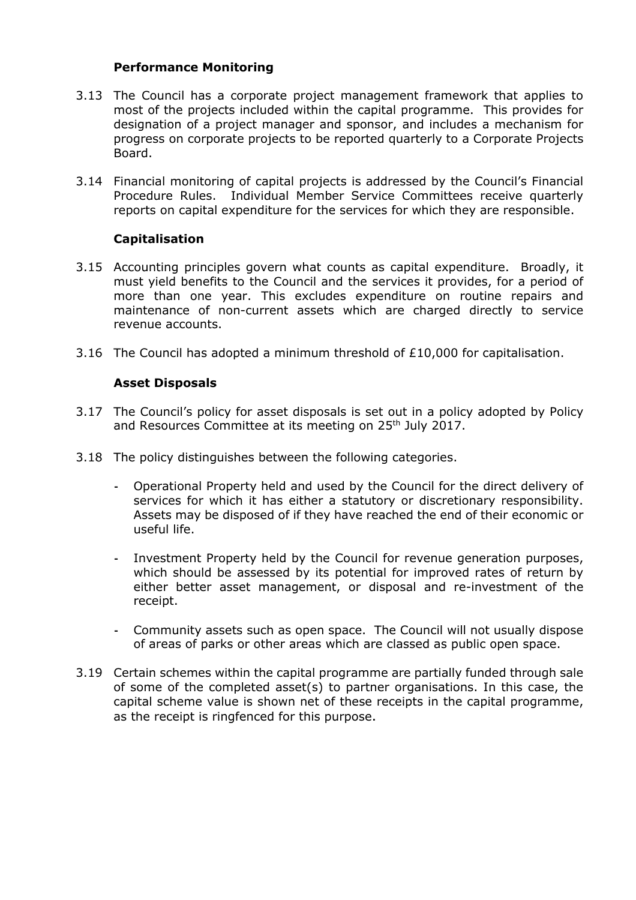### Performance Monitoring

3.13 The Council has a corporate project management framework that applies to most of the projects included within the capital programme. This provides for designation of a project manager and sponsor, and includes a mechanism for progress on corporate projects to be reported quarterly to a Corporate Projects Board.

3.14 Financial monitoring of capital projects is addressed by the Council's Financial Procedure Rules. Individual Member Service Committees receive quarterly reports on capital expenditure for the services for which they are responsible.

### Capitalisation

3.15 Accounting principles govern what counts as capital expenditure. Broadly, it must yield benefits to the Council and the services it provides, for a period of more than one year. This excludes expenditure on routine repairs and maintenance of non-current assets which are charged directly to service revenue accounts.

3.16 The Council has adopted a minimum threshold of £10,000 for capitalisation.

### Asset Disposals

3.17 The Council's policy for asset disposals is set out in a policy adopted by Policy and Resources Committee at its meeting on 25th July 2017.

3.18 The policy distinguishes between the following categories.

- Operational Property held and used by the Council for the direct delivery of services for which it has either a statutory or discretionary responsibility. Assets may be disposed of if they have reached the end of their economic or useful life.

- Investment Property held by the Council for revenue generation purposes, which should be assessed by its potential for improved rates of return by either better asset management, or disposal and re-investment of the receipt.

- Community assets such as open space. The Council will not usually dispose of areas of parks or other areas which are classed as public open space.

3.19 Certain schemes within the capital programme are partially funded through sale of some of the completed asset(s) to partner organisations. In this case, the capital scheme value is shown net of these receipts in the capital programme, as the receipt is ringfenced for this purpose.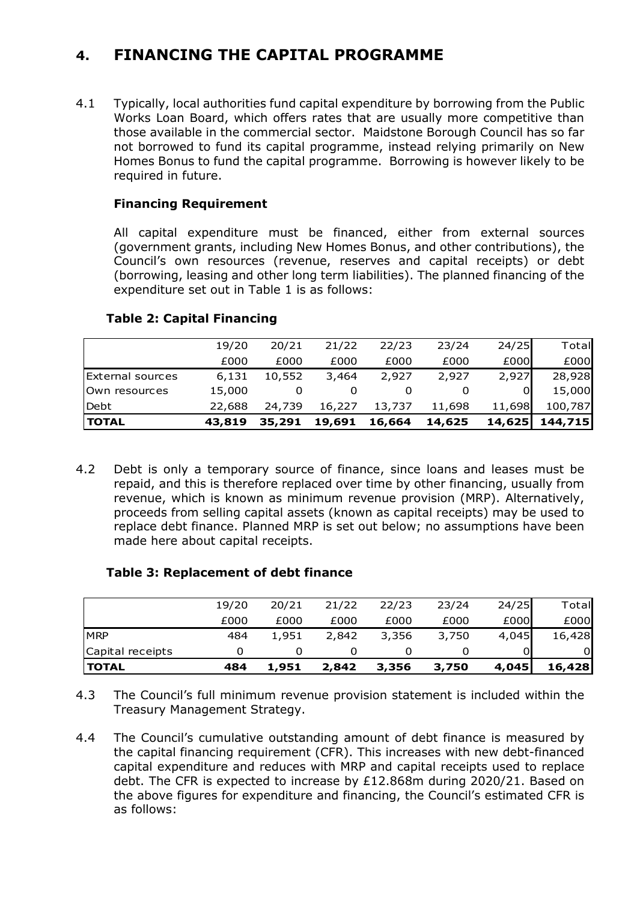## 4. FINANCING THE CAPITAL PROGRAMME

4.1 Typically, local authorities fund capital expenditure by borrowing from the Public Works Loan Board, which offers rates that are usually more competitive than those available in the commercial sector. Maidstone Borough Council has so far not borrowed to fund its capital programme, instead relying primarily on New Homes Bonus to fund the capital programme. Borrowing is however likely to be required in future.

**Financing Requirement**

All capital expenditure must be financed, either from external sources (government grants, including New Homes Bonus, and other contributions), the Council's own resources (revenue, reserves and capital receipts) or debt (borrowing, leasing and other long term liabilities). The planned financing of the expenditure set out in Table 1 is as follows:

**Table 2: Capital Financing**

| | 19/20 | 20/21 | 21/22 | 22/23 | 23/24 | 24/25 | Total |
|---|---|---|---|---|---|---|---|
| | £000 | £000 | £000 | £000 | £000 | £000 | £000 |
| External sources | 6,131 | 10,552 | 3,464 | 2,927 | 2,927 | 2,927 | 28,928 |
| Own resources | 15,000 | 0 | 0 | 0 | 0 | 0 | 15,000 |
| Debt | 22,688 | 24,739 | 16,227 | 13,737 | 11,698 | 11,698 | 100,787 |
| **TOTAL** | **43,819** | **35,291** | **19,691** | **16,664** | **14,625** | **14,625** | **144,715** |

4.2 Debt is only a temporary source of finance, since loans and leases must be repaid, and this is therefore replaced over time by other financing, usually from revenue, which is known as minimum revenue provision (MRP). Alternatively, proceeds from selling capital assets (known as capital receipts) may be used to replace debt finance. Planned MRP is set out below; no assumptions have been made here about capital receipts.

**Table 3: Replacement of debt finance**

| | 19/20 | 20/21 | 21/22 | 22/23 | 23/24 | 24/25 | Total |
|---|---|---|---|---|---|---|---|
| | £000 | £000 | £000 | £000 | £000 | £000 | £000 |
| MRP | 484 | 1,951 | 2,842 | 3,356 | 3,750 | 4,045 | 16,428 |
| Capital receipts | 0 | 0 | 0 | 0 | 0 | 0 | 0 |
| **TOTAL** | **484** | **1,951** | **2,842** | **3,356** | **3,750** | **4,045** | **16,428** |

4.3 The Council's full minimum revenue provision statement is included within the Treasury Management Strategy.

4.4 The Council's cumulative outstanding amount of debt finance is measured by the capital financing requirement (CFR). This increases with new debt-financed capital expenditure and reduces with MRP and capital receipts used to replace debt. The CFR is expected to increase by £12.868m during 2020/21. Based on the above figures for expenditure and financing, the Council's estimated CFR is as follows: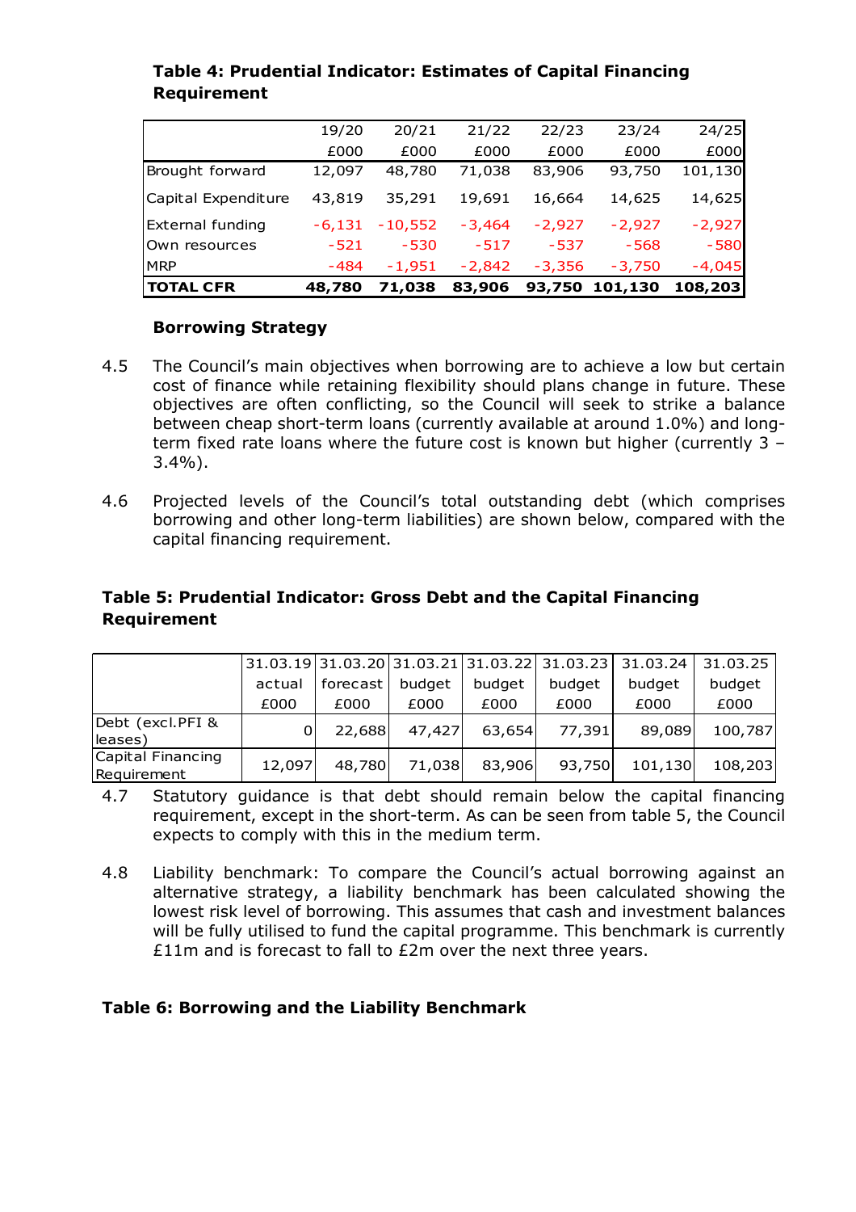**Table 4: Prudential Indicator: Estimates of Capital Financing Requirement**

| | 19/20 | 20/21 | 21/22 | 22/23 | 23/24 | 24/25 |
|---|---|---|---|---|---|---|
| | £000 | £000 | £000 | £000 | £000 | £000 |
| Brought forward | 12,097 | 48,780 | 71,038 | 83,906 | 93,750 | 101,130 |
| Capital Expenditure | 43,819 | 35,291 | 19,691 | 16,664 | 14,625 | 14,625 |
| External funding | -6,131 | -10,552 | -3,464 | -2,927 | -2,927 | -2,927 |
| Own resources | -521 | -530 | -517 | -537 | -568 | -580 |
| MRP | -484 | -1,951 | -2,842 | -3,356 | -3,750 | -4,045 |
| **TOTAL CFR** | **48,780** | **71,038** | **83,906** | **93,750** | **101,130** | **108,203** |

**Borrowing Strategy**

4.5 The Council's main objectives when borrowing are to achieve a low but certain cost of finance while retaining flexibility should plans change in future. These objectives are often conflicting, so the Council will seek to strike a balance between cheap short-term loans (currently available at around 1.0%) and long-term fixed rate loans where the future cost is known but higher (currently 3 – 3.4%).

4.6 Projected levels of the Council's total outstanding debt (which comprises borrowing and other long-term liabilities) are shown below, compared with the capital financing requirement.

**Table 5: Prudential Indicator: Gross Debt and the Capital Financing Requirement**

| | 31.03.19 | 31.03.20 | 31.03.21 | 31.03.22 | 31.03.23 | 31.03.24 | 31.03.25 |
|---|---|---|---|---|---|---|---|
| | actual | forecast | budget | budget | budget | budget | budget |
| | £000 | £000 | £000 | £000 | £000 | £000 | £000 |
| Debt (excl.PFI & leases) | 0 | 22,688 | 47,427 | 63,654 | 77,391 | 89,089 | 100,787 |
| Capital Financing Requirement | 12,097 | 48,780 | 71,038 | 83,906 | 93,750 | 101,130 | 108,203 |

4.7 Statutory guidance is that debt should remain below the capital financing requirement, except in the short-term. As can be seen from table 5, the Council expects to comply with this in the medium term.

4.8 Liability benchmark: To compare the Council's actual borrowing against an alternative strategy, a liability benchmark has been calculated showing the lowest risk level of borrowing. This assumes that cash and investment balances will be fully utilised to fund the capital programme. This benchmark is currently £11m and is forecast to fall to £2m over the next three years.

**Table 6: Borrowing and the Liability Benchmark**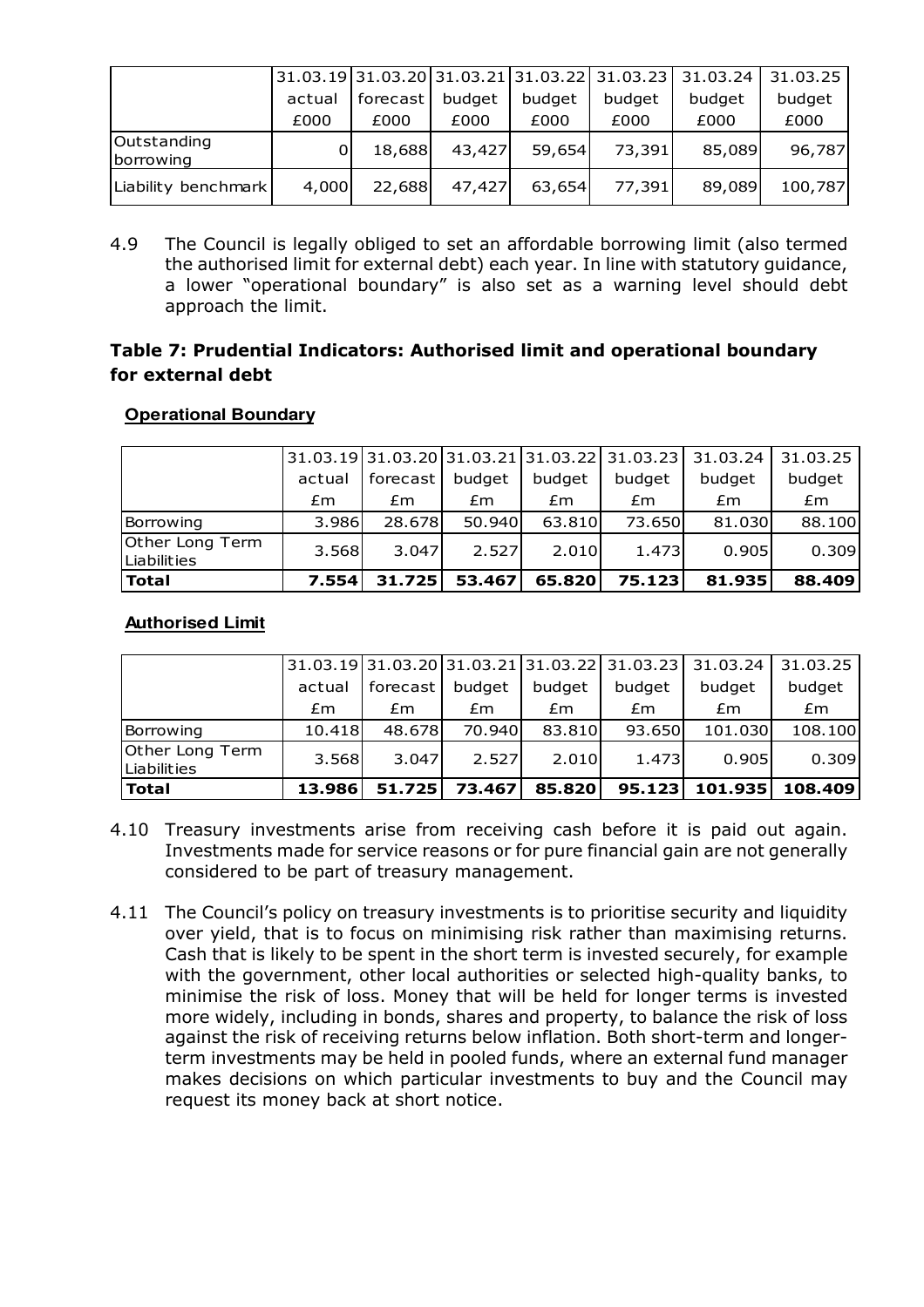| | 31.03.19 | 31.03.20 | 31.03.21 | 31.03.22 | 31.03.23 | 31.03.24 | 31.03.25 |
|---|---|---|---|---|---|---|---|
| | actual | forecast | budget | budget | budget | budget | budget |
| | £000 | £000 | £000 | £000 | £000 | £000 | £000 |
| Outstanding borrowing | 0 | 18,688 | 43,427 | 59,654 | 73,391 | 85,089 | 96,787 |
| Liability benchmark | 4,000 | 22,688 | 47,427 | 63,654 | 77,391 | 89,089 | 100,787 |

4.9 The Council is legally obliged to set an affordable borrowing limit (also termed the authorised limit for external debt) each year. In line with statutory guidance, a lower "operational boundary" is also set as a warning level should debt approach the limit.

### Table 7: Prudential Indicators: Authorised limit and operational boundary for external debt

**Operational Boundary**

| | 31.03.19 | 31.03.20 | 31.03.21 | 31.03.22 | 31.03.23 | 31.03.24 | 31.03.25 |
|---|---|---|---|---|---|---|---|
| | actual | forecast | budget | budget | budget | budget | budget |
| | £m | £m | £m | £m | £m | £m | £m |
| Borrowing | 3.986 | 28.678 | 50.940 | 63.810 | 73.650 | 81.030 | 88.100 |
| Other Long Term Liabilities | 3.568 | 3.047 | 2.527 | 2.010 | 1.473 | 0.905 | 0.309 |
| **Total** | **7.554** | **31.725** | **53.467** | **65.820** | **75.123** | **81.935** | **88.409** |

**Authorised Limit**

| | 31.03.19 | 31.03.20 | 31.03.21 | 31.03.22 | 31.03.23 | 31.03.24 | 31.03.25 |
|---|---|---|---|---|---|---|---|
| | actual | forecast | budget | budget | budget | budget | budget |
| | £m | £m | £m | £m | £m | £m | £m |
| Borrowing | 10.418 | 48.678 | 70.940 | 83.810 | 93.650 | 101.030 | 108.100 |
| Other Long Term Liabilities | 3.568 | 3.047 | 2.527 | 2.010 | 1.473 | 0.905 | 0.309 |
| **Total** | **13.986** | **51.725** | **73.467** | **85.820** | **95.123** | **101.935** | **108.409** |

4.10 Treasury investments arise from receiving cash before it is paid out again. Investments made for service reasons or for pure financial gain are not generally considered to be part of treasury management.

4.11 The Council's policy on treasury investments is to prioritise security and liquidity over yield, that is to focus on minimising risk rather than maximising returns. Cash that is likely to be spent in the short term is invested securely, for example with the government, other local authorities or selected high-quality banks, to minimise the risk of loss. Money that will be held for longer terms is invested more widely, including in bonds, shares and property, to balance the risk of loss against the risk of receiving returns below inflation. Both short-term and longer-term investments may be held in pooled funds, where an external fund manager makes decisions on which particular investments to buy and the Council may request its money back at short notice.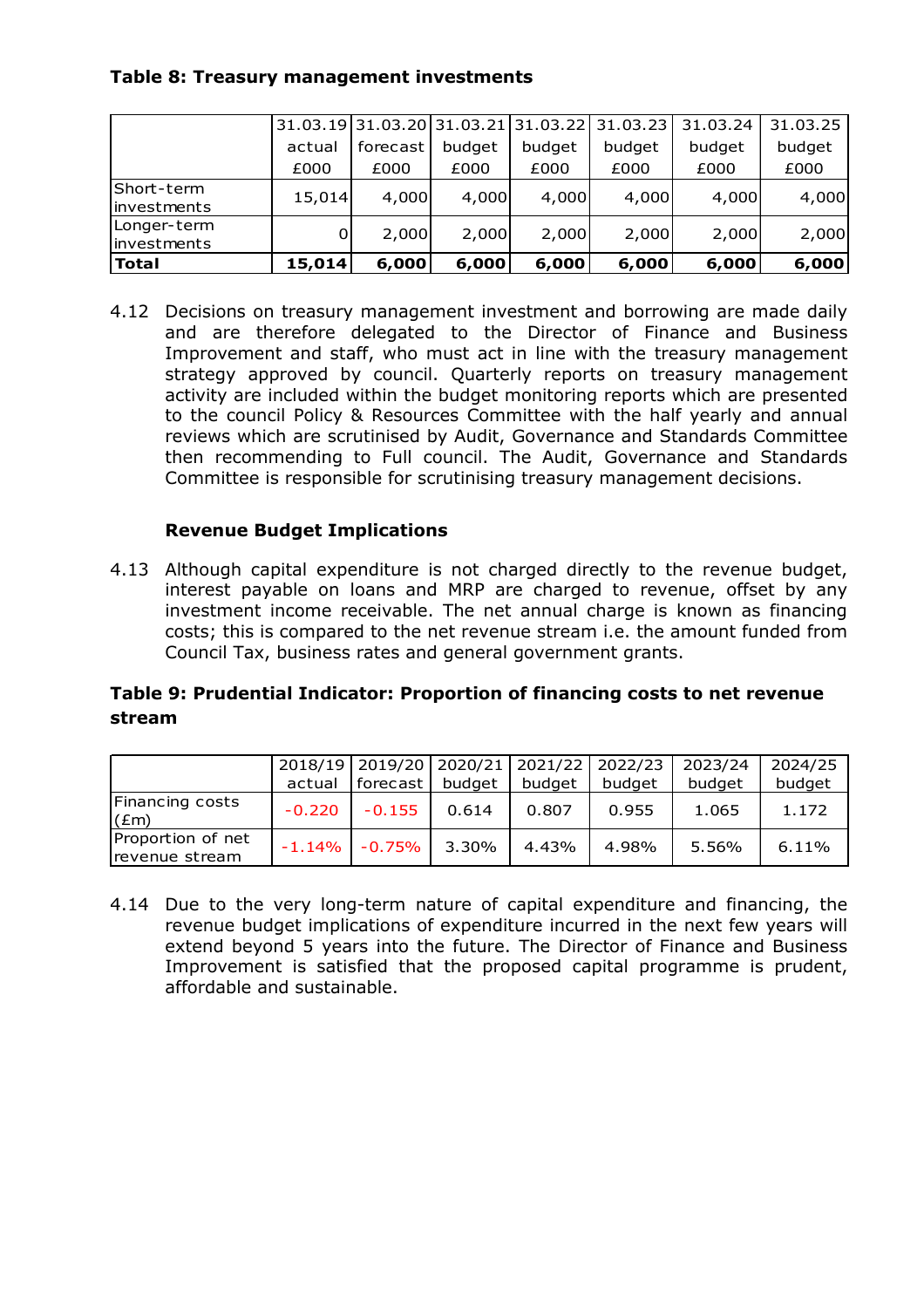**Table 8: Treasury management investments**

| | 31.03.19 actual £000 | 31.03.20 forecast £000 | 31.03.21 budget £000 | 31.03.22 budget £000 | 31.03.23 budget £000 | 31.03.24 budget £000 | 31.03.25 budget £000 |
|---|---|---|---|---|---|---|---|
| Short-term investments | 15,014 | 4,000 | 4,000 | 4,000 | 4,000 | 4,000 | 4,000 |
| Longer-term investments | 0 | 2,000 | 2,000 | 2,000 | 2,000 | 2,000 | 2,000 |
| **Total** | **15,014** | **6,000** | **6,000** | **6,000** | **6,000** | **6,000** | **6,000** |

4.12 Decisions on treasury management investment and borrowing are made daily and are therefore delegated to the Director of Finance and Business Improvement and staff, who must act in line with the treasury management strategy approved by council. Quarterly reports on treasury management activity are included within the budget monitoring reports which are presented to the council Policy & Resources Committee with the half yearly and annual reviews which are scrutinised by Audit, Governance and Standards Committee then recommending to Full council. The Audit, Governance and Standards Committee is responsible for scrutinising treasury management decisions.

**Revenue Budget Implications**

4.13 Although capital expenditure is not charged directly to the revenue budget, interest payable on loans and MRP are charged to revenue, offset by any investment income receivable. The net annual charge is known as financing costs; this is compared to the net revenue stream i.e. the amount funded from Council Tax, business rates and general government grants.

**Table 9: Prudential Indicator: Proportion of financing costs to net revenue stream**

| | 2018/19 actual | 2019/20 forecast | 2020/21 budget | 2021/22 budget | 2022/23 budget | 2023/24 budget | 2024/25 budget |
|---|---|---|---|---|---|---|---|
| Financing costs (£m) | -0.220 | -0.155 | 0.614 | 0.807 | 0.955 | 1.065 | 1.172 |
| Proportion of net revenue stream | -1.14% | -0.75% | 3.30% | 4.43% | 4.98% | 5.56% | 6.11% |

4.14 Due to the very long-term nature of capital expenditure and financing, the revenue budget implications of expenditure incurred in the next few years will extend beyond 5 years into the future. The Director of Finance and Business Improvement is satisfied that the proposed capital programme is prudent, affordable and sustainable.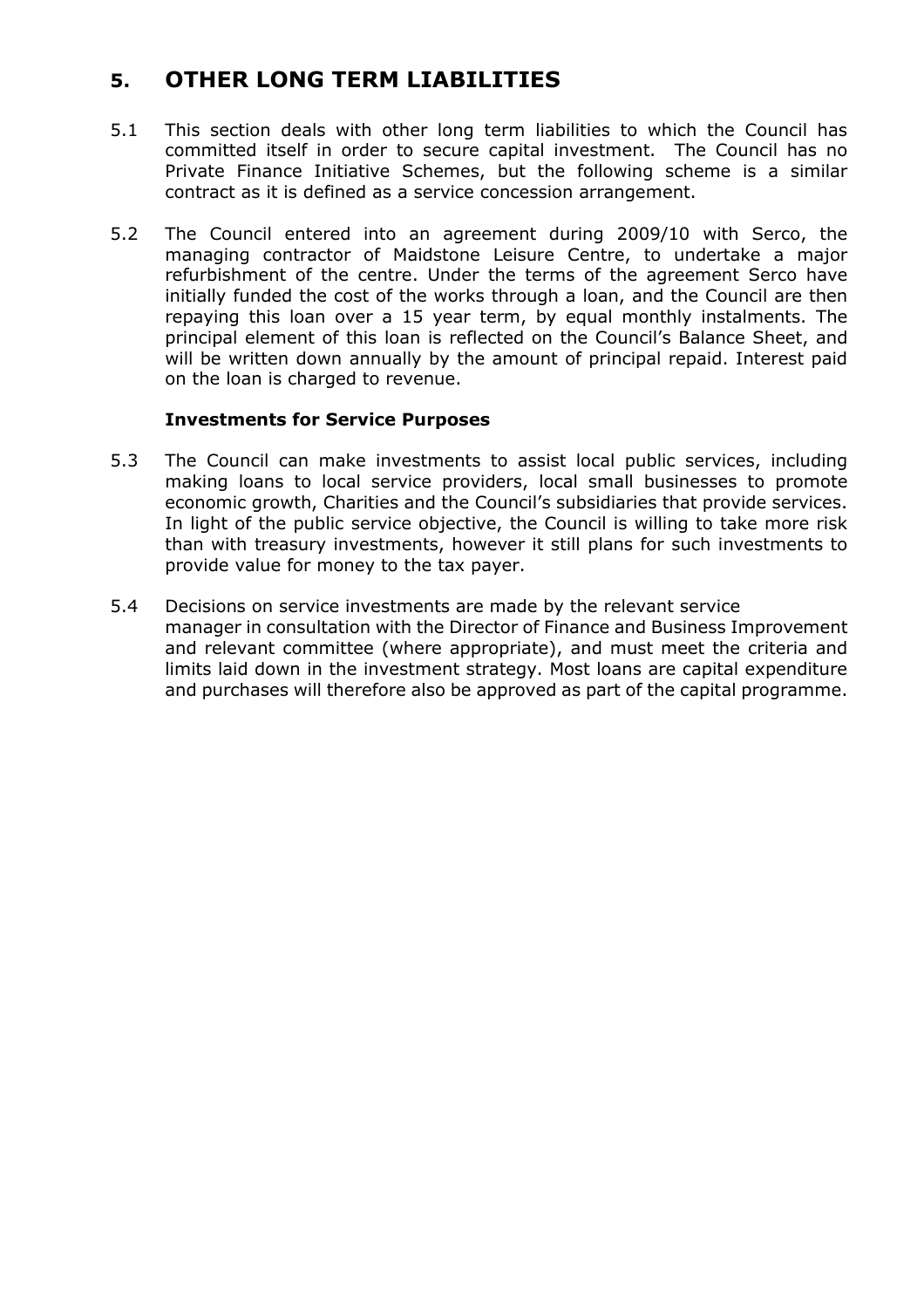## 5. OTHER LONG TERM LIABILITIES

5.1 This section deals with other long term liabilities to which the Council has committed itself in order to secure capital investment. The Council has no Private Finance Initiative Schemes, but the following scheme is a similar contract as it is defined as a service concession arrangement.

5.2 The Council entered into an agreement during 2009/10 with Serco, the managing contractor of Maidstone Leisure Centre, to undertake a major refurbishment of the centre. Under the terms of the agreement Serco have initially funded the cost of the works through a loan, and the Council are then repaying this loan over a 15 year term, by equal monthly instalments. The principal element of this loan is reflected on the Council's Balance Sheet, and will be written down annually by the amount of principal repaid. Interest paid on the loan is charged to revenue.

**Investments for Service Purposes**

5.3 The Council can make investments to assist local public services, including making loans to local service providers, local small businesses to promote economic growth, Charities and the Council's subsidiaries that provide services. In light of the public service objective, the Council is willing to take more risk than with treasury investments, however it still plans for such investments to provide value for money to the tax payer.

5.4 Decisions on service investments are made by the relevant service manager in consultation with the Director of Finance and Business Improvement and relevant committee (where appropriate), and must meet the criteria and limits laid down in the investment strategy. Most loans are capital expenditure and purchases will therefore also be approved as part of the capital programme.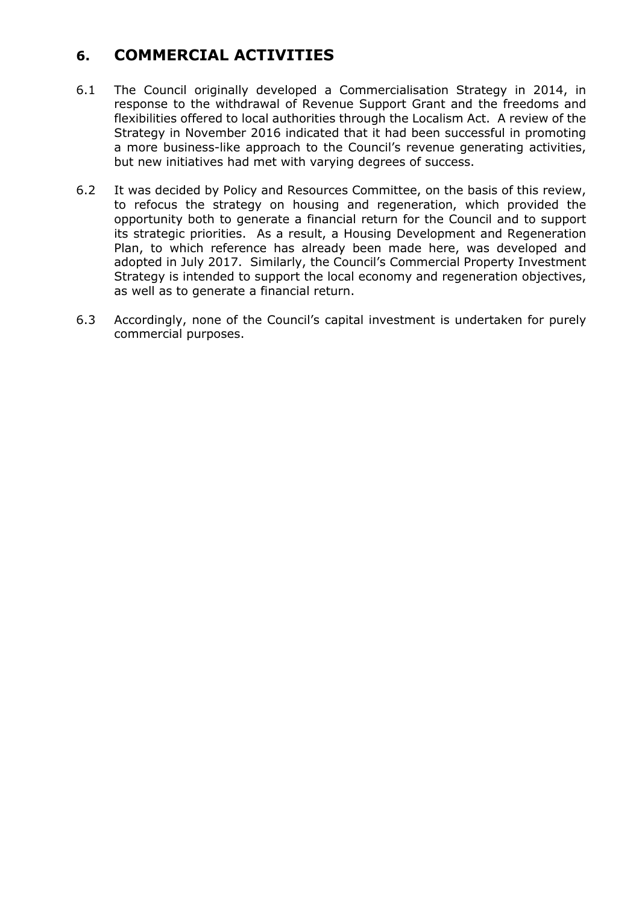## 6. COMMERCIAL ACTIVITIES

6.1 The Council originally developed a Commercialisation Strategy in 2014, in response to the withdrawal of Revenue Support Grant and the freedoms and flexibilities offered to local authorities through the Localism Act. A review of the Strategy in November 2016 indicated that it had been successful in promoting a more business-like approach to the Council's revenue generating activities, but new initiatives had met with varying degrees of success.

6.2 It was decided by Policy and Resources Committee, on the basis of this review, to refocus the strategy on housing and regeneration, which provided the opportunity both to generate a financial return for the Council and to support its strategic priorities. As a result, a Housing Development and Regeneration Plan, to which reference has already been made here, was developed and adopted in July 2017. Similarly, the Council's Commercial Property Investment Strategy is intended to support the local economy and regeneration objectives, as well as to generate a financial return.

6.3 Accordingly, none of the Council's capital investment is undertaken for purely commercial purposes.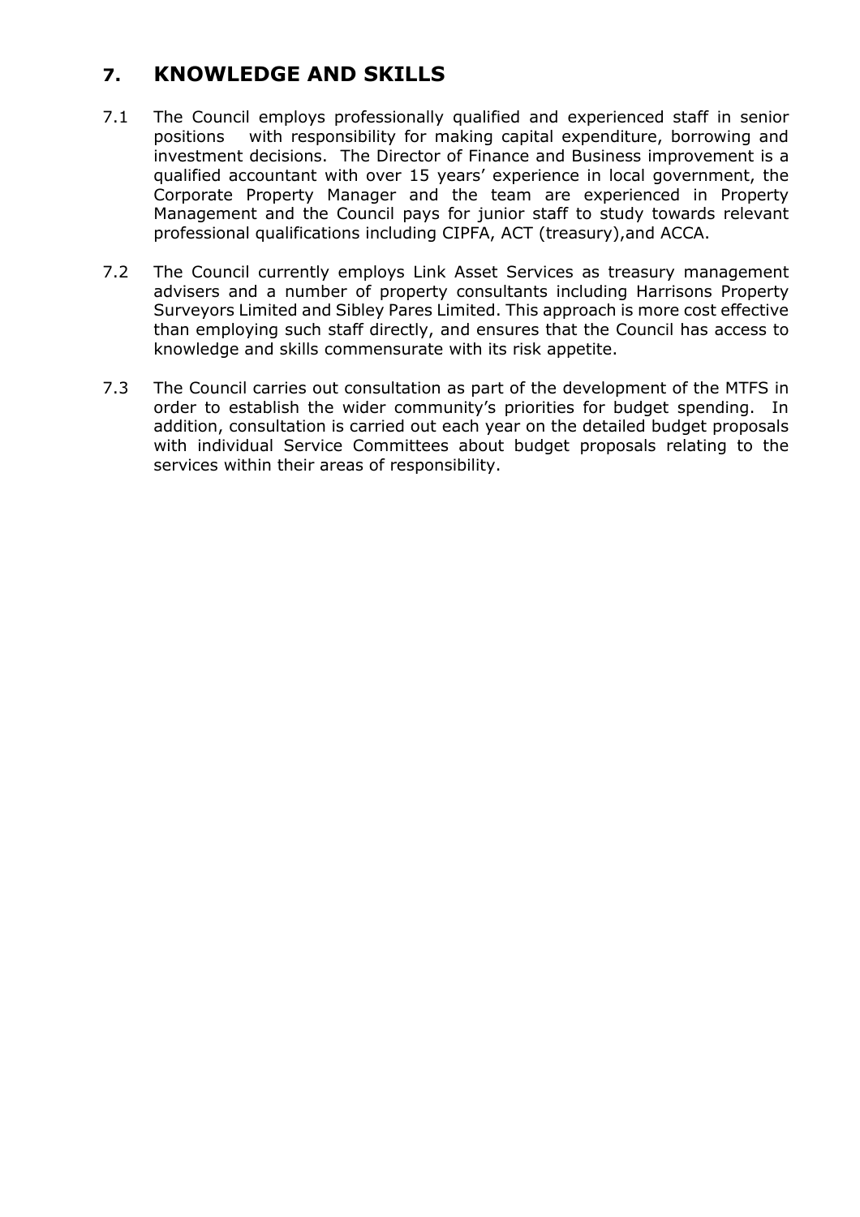## 7. KNOWLEDGE AND SKILLS

7.1 The Council employs professionally qualified and experienced staff in senior positions with responsibility for making capital expenditure, borrowing and investment decisions. The Director of Finance and Business improvement is a qualified accountant with over 15 years' experience in local government, the Corporate Property Manager and the team are experienced in Property Management and the Council pays for junior staff to study towards relevant professional qualifications including CIPFA, ACT (treasury),and ACCA.

7.2 The Council currently employs Link Asset Services as treasury management advisers and a number of property consultants including Harrisons Property Surveyors Limited and Sibley Pares Limited. This approach is more cost effective than employing such staff directly, and ensures that the Council has access to knowledge and skills commensurate with its risk appetite.

7.3 The Council carries out consultation as part of the development of the MTFS in order to establish the wider community's priorities for budget spending. In addition, consultation is carried out each year on the detailed budget proposals with individual Service Committees about budget proposals relating to the services within their areas of responsibility.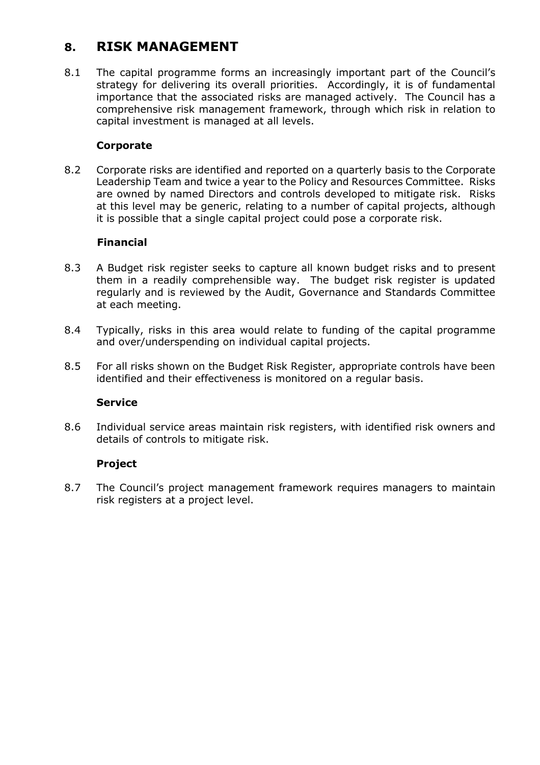## 8. RISK MANAGEMENT

8.1 The capital programme forms an increasingly important part of the Council's strategy for delivering its overall priorities. Accordingly, it is of fundamental importance that the associated risks are managed actively. The Council has a comprehensive risk management framework, through which risk in relation to capital investment is managed at all levels.

### Corporate

8.2 Corporate risks are identified and reported on a quarterly basis to the Corporate Leadership Team and twice a year to the Policy and Resources Committee. Risks are owned by named Directors and controls developed to mitigate risk. Risks at this level may be generic, relating to a number of capital projects, although it is possible that a single capital project could pose a corporate risk.

### Financial

8.3 A Budget risk register seeks to capture all known budget risks and to present them in a readily comprehensible way. The budget risk register is updated regularly and is reviewed by the Audit, Governance and Standards Committee at each meeting.

8.4 Typically, risks in this area would relate to funding of the capital programme and over/underspending on individual capital projects.

8.5 For all risks shown on the Budget Risk Register, appropriate controls have been identified and their effectiveness is monitored on a regular basis.

### Service

8.6 Individual service areas maintain risk registers, with identified risk owners and details of controls to mitigate risk.

### Project

8.7 The Council's project management framework requires managers to maintain risk registers at a project level.